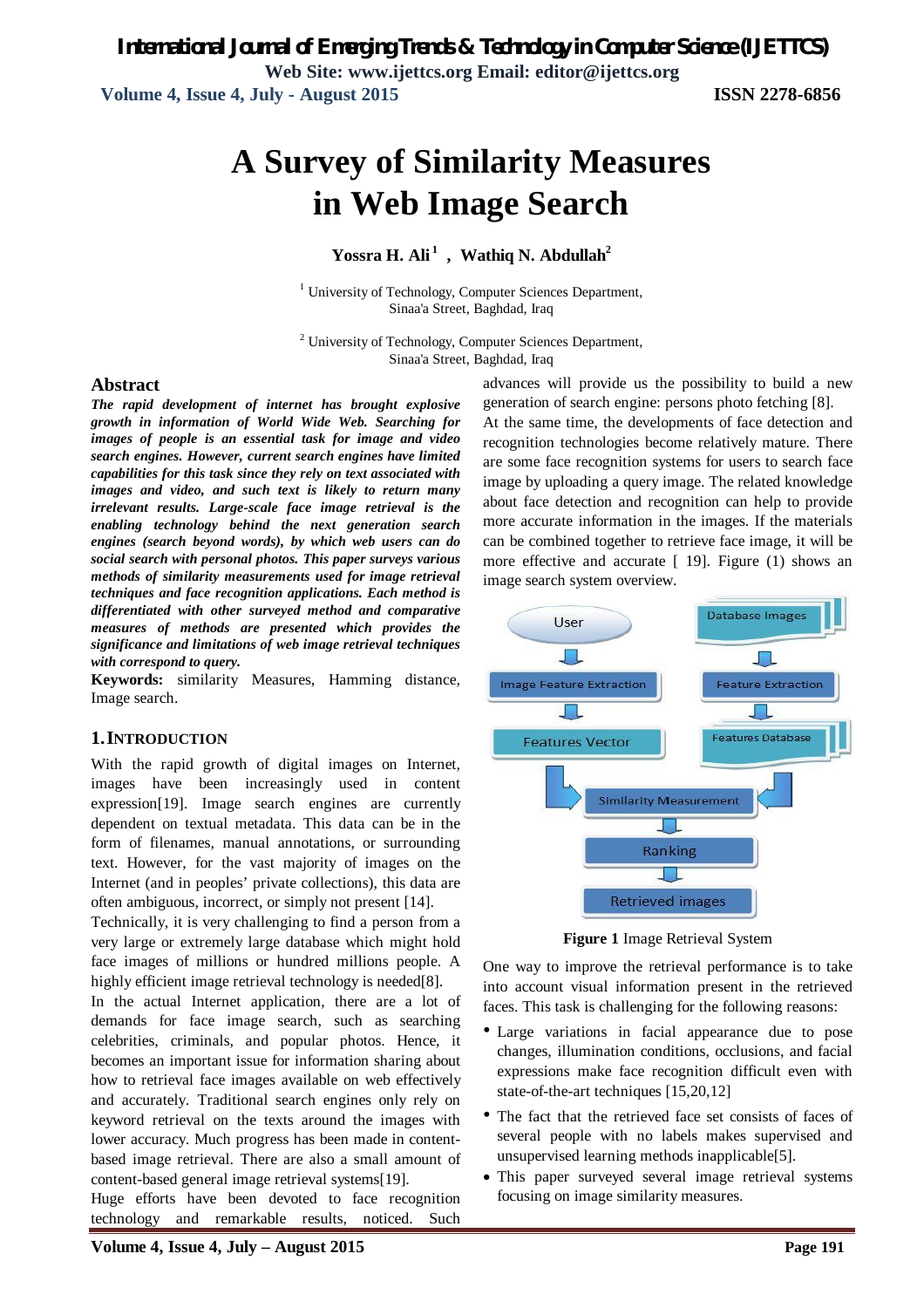# A Survey of Similarity Measures in Web Image Search

**Yossra H. Ali** [1] **, Wathiq N. Abdullah** [2]

[1] University of Technology, Computer Sciences Department, Sinaa'a Street, Baghdad, Iraq

[2] University of Technology, Computer Sciences Department, Sinaa'a Street, Baghdad, Iraq

## Abstract

***The rapid development of internet has brought explosive growth in information of World Wide Web. Searching for images of people is an essential task for image and video search engines. However, current search engines have limited capabilities for this task since they rely on text associated with images and video, and such text is likely to return many irrelevant results. Large-scale face image retrieval is the enabling technology behind the next generation search engines (search beyond words), by which web users can do social search with personal photos. This paper surveys various methods of similarity measurements used for image retrieval techniques and face recognition applications. Each method is differentiated with other surveyed method and comparative measures of methods are presented which provides the significance and limitations of web image retrieval techniques with correspond to query.***

**Keywords:** similarity Measures, Hamming distance, Image search.

## 1. INTRODUCTION

With the rapid growth of digital images on Internet, images have been increasingly used in content expression[19]. Image search engines are currently dependent on textual metadata. This data can be in the form of filenames, manual annotations, or surrounding text. However, for the vast majority of images on the Internet (and in peoples' private collections), this data are often ambiguous, incorrect, or simply not present [14].

Technically, it is very challenging to find a person from a very large or extremely large database which might hold face images of millions or hundred millions people. A highly efficient image retrieval technology is needed[8].

In the actual Internet application, there are a lot of demands for face image search, such as searching celebrities, criminals, and popular photos. Hence, it becomes an important issue for information sharing about how to retrieval face images available on web effectively and accurately. Traditional search engines only rely on keyword retrieval on the texts around the images with lower accuracy. Much progress has been made in content-based image retrieval. There are also a small amount of content-based general image retrieval systems[19].

Huge efforts have been devoted to face recognition technology and remarkable results, noticed. Such advances will provide us the possibility to build a new generation of search engine: persons photo fetching [8].

At the same time, the developments of face detection and recognition technologies become relatively mature. There are some face recognition systems for users to search face image by uploading a query image. The related knowledge about face detection and recognition can help to provide more accurate information in the images. If the materials can be combined together to retrieve face image, it will be more effective and accurate [ 19]. Figure (1) shows an image search system overview.

**Figure 1** Image Retrieval System

One way to improve the retrieval performance is to take into account visual information present in the retrieved faces. This task is challenging for the following reasons:

- Large variations in facial appearance due to pose changes, illumination conditions, occlusions, and facial expressions make face recognition difficult even with state-of-the-art techniques [15,20,12]
- The fact that the retrieved face set consists of faces of several people with no labels makes supervised and unsupervised learning methods inapplicable[5].
- This paper surveyed several image retrieval systems focusing on image similarity measures.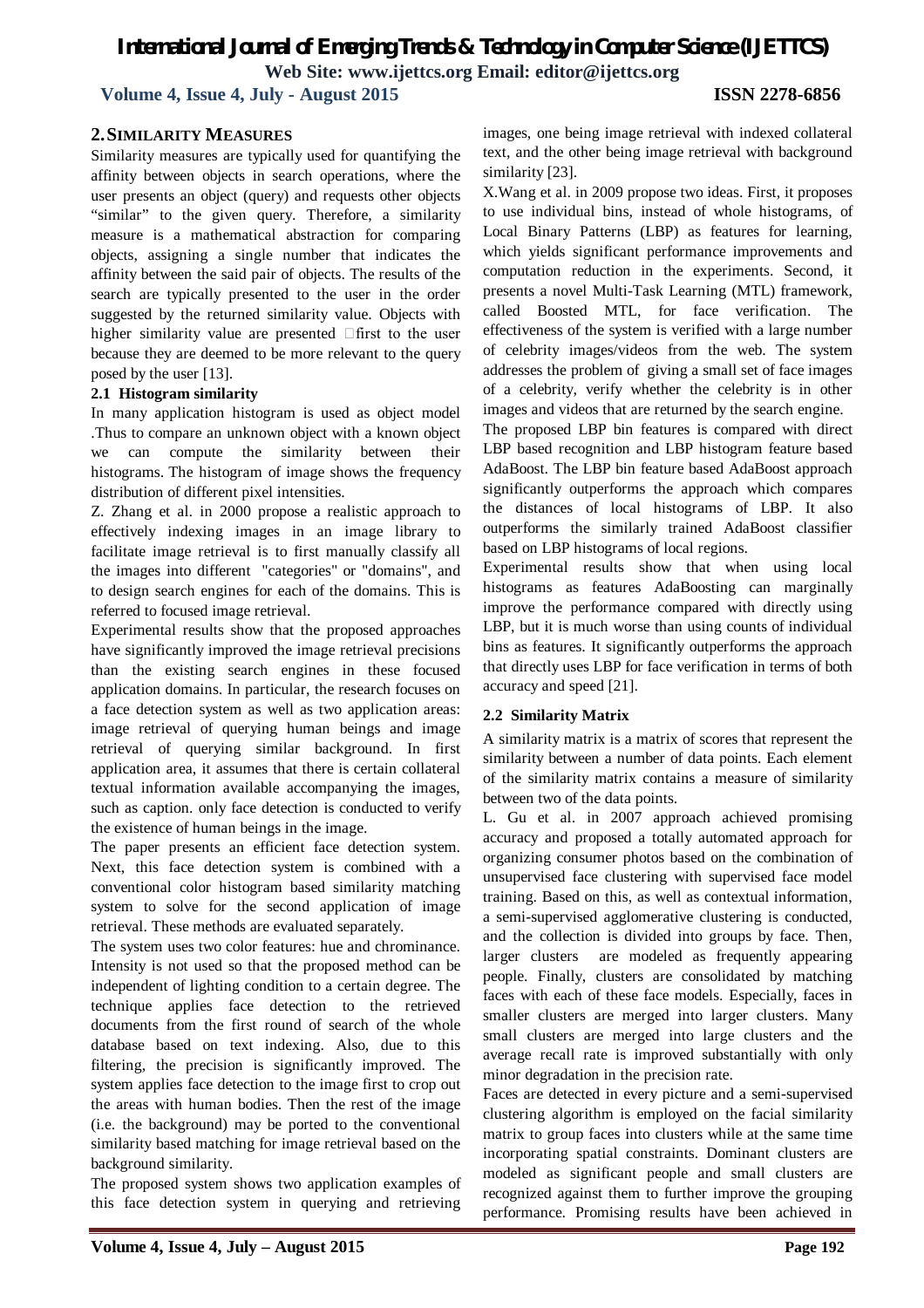## 2. SIMILARITY MEASURES

Similarity measures are typically used for quantifying the affinity between objects in search operations, where the user presents an object (query) and requests other objects "similar" to the given query. Therefore, a similarity measure is a mathematical abstraction for comparing objects, assigning a single number that indicates the affinity between the said pair of objects. The results of the search are typically presented to the user in the order suggested by the returned similarity value. Objects with higher similarity value are presented first to the user because they are deemed to be more relevant to the query posed by the user [13].

### 2.1 Histogram similarity

In many application histogram is used as object model .Thus to compare an unknown object with a known object we can compute the similarity between their histograms. The histogram of image shows the frequency distribution of different pixel intensities.

Z. Zhang et al. in 2000 propose a realistic approach to effectively indexing images in an image library to facilitate image retrieval is to first manually classify all the images into different "categories" or "domains", and to design search engines for each of the domains. This is referred to focused image retrieval.

Experimental results show that the proposed approaches have significantly improved the image retrieval precisions than the existing search engines in these focused application domains. In particular, the research focuses on a face detection system as well as two application areas: image retrieval of querying human beings and image retrieval of querying similar background. In first application area, it assumes that there is certain collateral textual information available accompanying the images, such as caption. only face detection is conducted to verify the existence of human beings in the image.

The paper presents an efficient face detection system. Next, this face detection system is combined with a conventional color histogram based similarity matching system to solve for the second application of image retrieval. These methods are evaluated separately.

The system uses two color features: hue and chrominance. Intensity is not used so that the proposed method can be independent of lighting condition to a certain degree. The technique applies face detection to the retrieved documents from the first round of search of the whole database based on text indexing. Also, due to this filtering, the precision is significantly improved. The system applies face detection to the image first to crop out the areas with human bodies. Then the rest of the image (i.e. the background) may be ported to the conventional similarity based matching for image retrieval based on the background similarity.

The proposed system shows two application examples of this face detection system in querying and retrieving images, one being image retrieval with indexed collateral text, and the other being image retrieval with background similarity [23].

X.Wang et al. in 2009 propose two ideas. First, it proposes to use individual bins, instead of whole histograms, of Local Binary Patterns (LBP) as features for learning, which yields significant performance improvements and computation reduction in the experiments. Second, it presents a novel Multi-Task Learning (MTL) framework, called Boosted MTL, for face verification. The effectiveness of the system is verified with a large number of celebrity images/videos from the web. The system addresses the problem of giving a small set of face images of a celebrity, verify whether the celebrity is in other images and videos that are returned by the search engine.

The proposed LBP bin features is compared with direct LBP based recognition and LBP histogram feature based AdaBoost. The LBP bin feature based AdaBoost approach significantly outperforms the approach which compares the distances of local histograms of LBP. It also outperforms the similarly trained AdaBoost classifier based on LBP histograms of local regions.

Experimental results show that when using local histograms as features AdaBoosting can marginally improve the performance compared with directly using LBP, but it is much worse than using counts of individual bins as features. It significantly outperforms the approach that directly uses LBP for face verification in terms of both accuracy and speed [21].

### 2.2 Similarity Matrix

A similarity matrix is a matrix of scores that represent the similarity between a number of data points. Each element of the similarity matrix contains a measure of similarity between two of the data points.

L. Gu et al. in 2007 approach achieved promising accuracy and proposed a totally automated approach for organizing consumer photos based on the combination of unsupervised face clustering with supervised face model training. Based on this, as well as contextual information, a semi-supervised agglomerative clustering is conducted, and the collection is divided into groups by face. Then, larger clusters are modeled as frequently appearing people. Finally, clusters are consolidated by matching faces with each of these face models. Especially, faces in smaller clusters are merged into larger clusters. Many small clusters are merged into large clusters and the average recall rate is improved substantially with only minor degradation in the precision rate.

Faces are detected in every picture and a semi-supervised clustering algorithm is employed on the facial similarity matrix to group faces into clusters while at the same time incorporating spatial constraints. Dominant clusters are modeled as significant people and small clusters are recognized against them to further improve the grouping performance. Promising results have been achieved in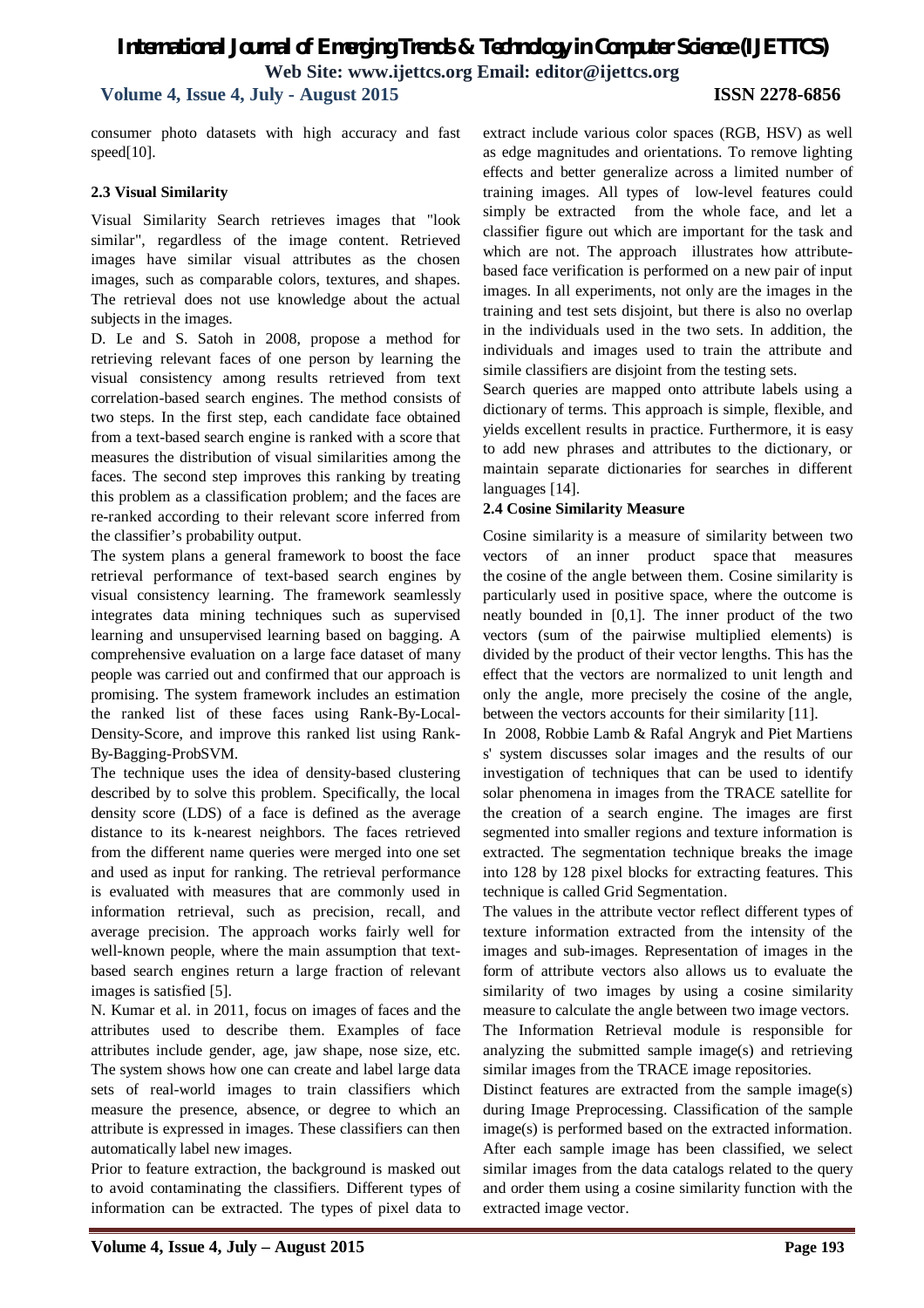consumer photo datasets with high accuracy and fast speed[10].

### 2.3 Visual Similarity

Visual Similarity Search retrieves images that "look similar", regardless of the image content. Retrieved images have similar visual attributes as the chosen images, such as comparable colors, textures, and shapes. The retrieval does not use knowledge about the actual subjects in the images.

D. Le and S. Satoh in 2008, propose a method for retrieving relevant faces of one person by learning the visual consistency among results retrieved from text correlation-based search engines. The method consists of two steps. In the first step, each candidate face obtained from a text-based search engine is ranked with a score that measures the distribution of visual similarities among the faces. The second step improves this ranking by treating this problem as a classification problem; and the faces are re-ranked according to their relevant score inferred from the classifier's probability output.

The system plans a general framework to boost the face retrieval performance of text-based search engines by visual consistency learning. The framework seamlessly integrates data mining techniques such as supervised learning and unsupervised learning based on bagging. A comprehensive evaluation on a large face dataset of many people was carried out and confirmed that our approach is promising. The system framework includes an estimation the ranked list of these faces using Rank-By-Local-Density-Score, and improve this ranked list using Rank-By-Bagging-ProbSVM.

The technique uses the idea of density-based clustering described by to solve this problem. Specifically, the local density score (LDS) of a face is defined as the average distance to its k-nearest neighbors. The faces retrieved from the different name queries were merged into one set and used as input for ranking. The retrieval performance is evaluated with measures that are commonly used in information retrieval, such as precision, recall, and average precision. The approach works fairly well for well-known people, where the main assumption that text-based search engines return a large fraction of relevant images is satisfied [5].

N. Kumar et al. in 2011, focus on images of faces and the attributes used to describe them. Examples of face attributes include gender, age, jaw shape, nose size, etc. The system shows how one can create and label large data sets of real-world images to train classifiers which measure the presence, absence, or degree to which an attribute is expressed in images. These classifiers can then automatically label new images.

Prior to feature extraction, the background is masked out to avoid contaminating the classifiers. Different types of information can be extracted. The types of pixel data to extract include various color spaces (RGB, HSV) as well as edge magnitudes and orientations. To remove lighting effects and better generalize across a limited number of training images. All types of low-level features could simply be extracted from the whole face, and let a classifier figure out which are important for the task and which are not. The approach illustrates how attribute-based face verification is performed on a new pair of input images. In all experiments, not only are the images in the training and test sets disjoint, but there is also no overlap in the individuals used in the two sets. In addition, the individuals and images used to train the attribute and simile classifiers are disjoint from the testing sets.

Search queries are mapped onto attribute labels using a dictionary of terms. This approach is simple, flexible, and yields excellent results in practice. Furthermore, it is easy to add new phrases and attributes to the dictionary, or maintain separate dictionaries for searches in different languages [14].

### 2.4 Cosine Similarity Measure

Cosine similarity is a measure of similarity between two vectors of an inner product space that measures the cosine of the angle between them. Cosine similarity is particularly used in positive space, where the outcome is neatly bounded in [0,1]. The inner product of the two vectors (sum of the pairwise multiplied elements) is divided by the product of their vector lengths. This has the effect that the vectors are normalized to unit length and only the angle, more precisely the cosine of the angle, between the vectors accounts for their similarity [11].

In 2008, Robbie Lamb & Rafal Angryk and Piet Martiens s' system discusses solar images and the results of our investigation of techniques that can be used to identify solar phenomena in images from the TRACE satellite for the creation of a search engine. The images are first segmented into smaller regions and texture information is extracted. The segmentation technique breaks the image into 128 by 128 pixel blocks for extracting features. This technique is called Grid Segmentation.

The values in the attribute vector reflect different types of texture information extracted from the intensity of the images and sub-images. Representation of images in the form of attribute vectors also allows us to evaluate the similarity of two images by using a cosine similarity measure to calculate the angle between two image vectors.

The Information Retrieval module is responsible for analyzing the submitted sample image(s) and retrieving similar images from the TRACE image repositories.

Distinct features are extracted from the sample image(s) during Image Preprocessing. Classification of the sample image(s) is performed based on the extracted information. After each sample image has been classified, we select similar images from the data catalogs related to the query and order them using a cosine similarity function with the extracted image vector.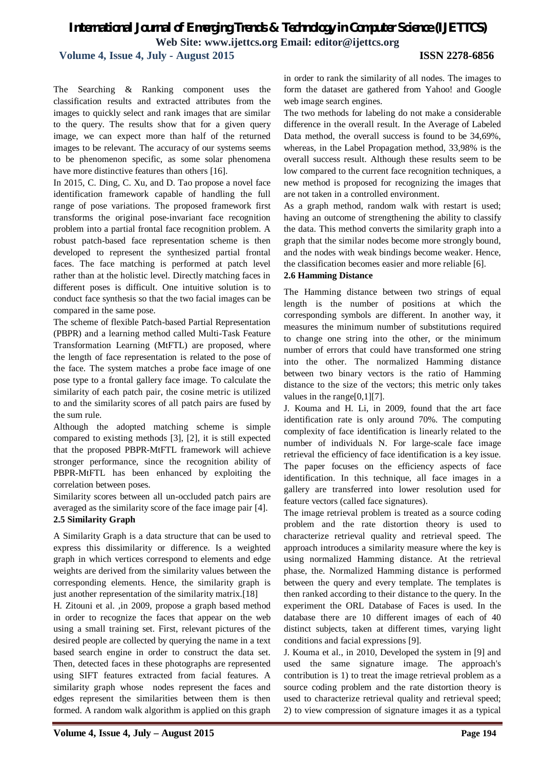The Searching & Ranking component uses the classification results and extracted attributes from the images to quickly select and rank images that are similar to the query. The results show that for a given query image, we can expect more than half of the returned images to be relevant. The accuracy of our systems seems to be phenomenon specific, as some solar phenomena have more distinctive features than others [16].

In 2015, C. Ding, C. Xu, and D. Tao propose a novel face identification framework capable of handling the full range of pose variations. The proposed framework first transforms the original pose-invariant face recognition problem into a partial frontal face recognition problem. A robust patch-based face representation scheme is then developed to represent the synthesized partial frontal faces. The face matching is performed at patch level rather than at the holistic level. Directly matching faces in different poses is difficult. One intuitive solution is to conduct face synthesis so that the two facial images can be compared in the same pose.

The scheme of flexible Patch-based Partial Representation (PBPR) and a learning method called Multi-Task Feature Transformation Learning (MtFTL) are proposed, where the length of face representation is related to the pose of the face. The system matches a probe face image of one pose type to a frontal gallery face image. To calculate the similarity of each patch pair, the cosine metric is utilized to and the similarity scores of all patch pairs are fused by the sum rule.

Although the adopted matching scheme is simple compared to existing methods [3], [2], it is still expected that the proposed PBPR-MtFTL framework will achieve stronger performance, since the recognition ability of PBPR-MtFTL has been enhanced by exploiting the correlation between poses.

Similarity scores between all un-occluded patch pairs are averaged as the similarity score of the face image pair [4].

### 2.5 Similarity Graph

A Similarity Graph is a data structure that can be used to express this dissimilarity or difference. Is a weighted graph in which vertices correspond to elements and edge weights are derived from the similarity values between the corresponding elements. Hence, the similarity graph is just another representation of the similarity matrix.[18]

H. Zitouni et al. ,in 2009, propose a graph based method in order to recognize the faces that appear on the web using a small training set. First, relevant pictures of the desired people are collected by querying the name in a text based search engine in order to construct the data set. Then, detected faces in these photographs are represented using SIFT features extracted from facial features. A similarity graph whose nodes represent the faces and edges represent the similarities between them is then formed. A random walk algorithm is applied on this graph in order to rank the similarity of all nodes. The images to form the dataset are gathered from Yahoo! and Google web image search engines.

The two methods for labeling do not make a considerable difference in the overall result. In the Average of Labeled Data method, the overall success is found to be 34,69%, whereas, in the Label Propagation method, 33,98% is the overall success result. Although these results seem to be low compared to the current face recognition techniques, a new method is proposed for recognizing the images that are not taken in a controlled environment.

As a graph method, random walk with restart is used; having an outcome of strengthening the ability to classify the data. This method converts the similarity graph into a graph that the similar nodes become more strongly bound, and the nodes with weak bindings become weaker. Hence, the classification becomes easier and more reliable [6].

### 2.6 Hamming Distance

The Hamming distance between two strings of equal length is the number of positions at which the corresponding symbols are different. In another way, it measures the minimum number of substitutions required to change one string into the other, or the minimum number of errors that could have transformed one string into the other. The normalized Hamming distance between two binary vectors is the ratio of Hamming distance to the size of the vectors; this metric only takes values in the range[0,1][7].

J. Kouma and H. Li, in 2009, found that the art face identification rate is only around 70%. The computing complexity of face identification is linearly related to the number of individuals N. For large-scale face image retrieval the efficiency of face identification is a key issue. The paper focuses on the efficiency aspects of face identification. In this technique, all face images in a gallery are transferred into lower resolution used for feature vectors (called face signatures).

The image retrieval problem is treated as a source coding problem and the rate distortion theory is used to characterize retrieval quality and retrieval speed. The approach introduces a similarity measure where the key is using normalized Hamming distance. At the retrieval phase, the. Normalized Hamming distance is performed between the query and every template. The templates is then ranked according to their distance to the query. In the experiment the ORL Database of Faces is used. In the database there are 10 different images of each of 40 distinct subjects, taken at different times, varying light conditions and facial expressions [9].

J. Kouma et al., in 2010, Developed the system in [9] and used the same signature image. The approach's contribution is 1) to treat the image retrieval problem as a source coding problem and the rate distortion theory is used to characterize retrieval quality and retrieval speed; 2) to view compression of signature images it as a typical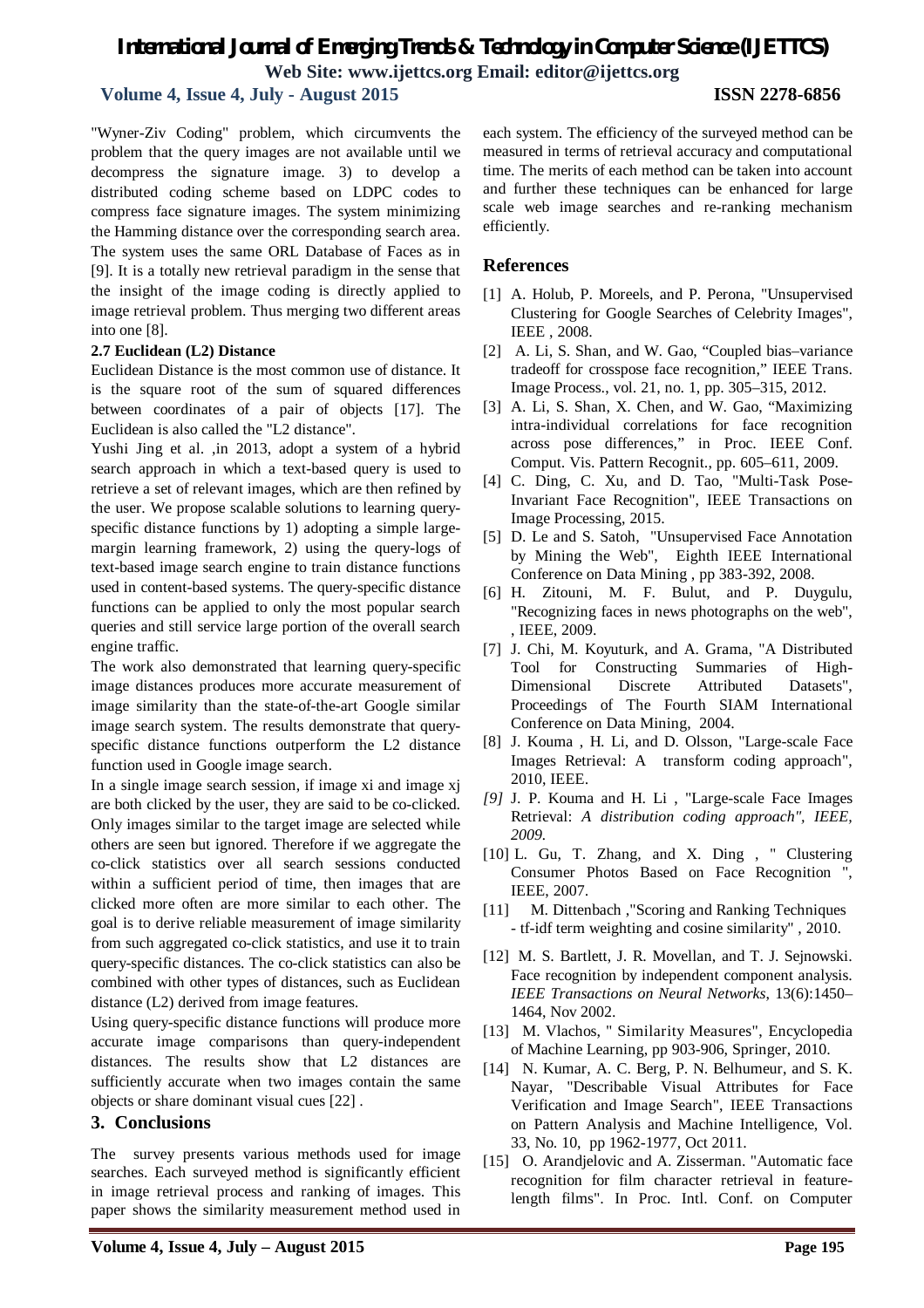"Wyner-Ziv Coding" problem, which circumvents the problem that the query images are not available until we decompress the signature image. 3) to develop a distributed coding scheme based on LDPC codes to compress face signature images. The system minimizing the Hamming distance over the corresponding search area. The system uses the same ORL Database of Faces as in [9]. It is a totally new retrieval paradigm in the sense that the insight of the image coding is directly applied to image retrieval problem. Thus merging two different areas into one [8].

### 2.7 Euclidean (L2) Distance

Euclidean Distance is the most common use of distance. It is the square root of the sum of squared differences between coordinates of a pair of objects [17]. The Euclidean is also called the "L2 distance".

Yushi Jing et al. ,in 2013, adopt a system of a hybrid search approach in which a text-based query is used to retrieve a set of relevant images, which are then refined by the user. We propose scalable solutions to learning query-specific distance functions by 1) adopting a simple large-margin learning framework, 2) using the query-logs of text-based image search engine to train distance functions used in content-based systems. The query-specific distance functions can be applied to only the most popular search queries and still service large portion of the overall search engine traffic.

The work also demonstrated that learning query-specific image distances produces more accurate measurement of image similarity than the state-of-the-art Google similar image search system. The results demonstrate that query-specific distance functions outperform the L2 distance function used in Google image search.

In a single image search session, if image xi and image xj are both clicked by the user, they are said to be co-clicked. Only images similar to the target image are selected while others are seen but ignored. Therefore if we aggregate the co-click statistics over all search sessions conducted within a sufficient period of time, then images that are clicked more often are more similar to each other. The goal is to derive reliable measurement of image similarity from such aggregated co-click statistics, and use it to train query-specific distances. The co-click statistics can also be combined with other types of distances, such as Euclidean distance (L2) derived from image features.

Using query-specific distance functions will produce more accurate image comparisons than query-independent distances. The results show that L2 distances are sufficiently accurate when two images contain the same objects or share dominant visual cues [22] .

## 3. Conclusions

The survey presents various methods used for image searches. Each surveyed method is significantly efficient in image retrieval process and ranking of images. This paper shows the similarity measurement method used in each system. The efficiency of the surveyed method can be measured in terms of retrieval accuracy and computational time. The merits of each method can be taken into account and further these techniques can be enhanced for large scale web image searches and re-ranking mechanism efficiently.

## References

[1] A. Holub, P. Moreels, and P. Perona, "Unsupervised Clustering for Google Searches of Celebrity Images", IEEE , 2008.

[2] A. Li, S. Shan, and W. Gao, "Coupled bias–variance tradeoff for crosspose face recognition," IEEE Trans. Image Process., vol. 21, no. 1, pp. 305–315, 2012.

[3] A. Li, S. Shan, X. Chen, and W. Gao, "Maximizing intra-individual correlations for face recognition across pose differences," in Proc. IEEE Conf. Comput. Vis. Pattern Recognit., pp. 605–611, 2009.

[4] C. Ding, C. Xu, and D. Tao, "Multi-Task Pose-Invariant Face Recognition", IEEE Transactions on Image Processing, 2015.

[5] D. Le and S. Satoh, "Unsupervised Face Annotation by Mining the Web", Eighth IEEE International Conference on Data Mining , pp 383-392, 2008.

[6] H. Zitouni, M. F. Bulut, and P. Duygulu, "Recognizing faces in news photographs on the web", , IEEE, 2009.

[7] J. Chi, M. Koyuturk, and A. Grama, "A Distributed Tool for Constructing Summaries of High-Dimensional Discrete Attributed Datasets", Proceedings of The Fourth SIAM International Conference on Data Mining, 2004.

[8] J. Kouma , H. Li, and D. Olsson, "Large-scale Face Images Retrieval: A transform coding approach", 2010, IEEE.

*[9]* J. P. Kouma and H. Li , "Large-scale Face Images Retrieval: *A distribution coding approach", IEEE, 2009.*

[10] L. Gu, T. Zhang, and X. Ding , " Clustering Consumer Photos Based on Face Recognition ", IEEE, 2007.

[11] M. Dittenbach ,"Scoring and Ranking Techniques - tf-idf term weighting and cosine similarity" , 2010.

[12] M. S. Bartlett, J. R. Movellan, and T. J. Sejnowski. Face recognition by independent component analysis. *IEEE Transactions on Neural Networks*, 13(6):1450–1464, Nov 2002.

[13] M. Vlachos, " Similarity Measures", Encyclopedia of Machine Learning, pp 903-906, Springer, 2010.

[14] N. Kumar, A. C. Berg, P. N. Belhumeur, and S. K. Nayar, "Describable Visual Attributes for Face Verification and Image Search", IEEE Transactions on Pattern Analysis and Machine Intelligence, Vol. 33, No. 10, pp 1962-1977, Oct 2011.

[15] O. Arandjelovic and A. Zisserman. "Automatic face recognition for film character retrieval in feature-length films". In Proc. Intl. Conf. on Computer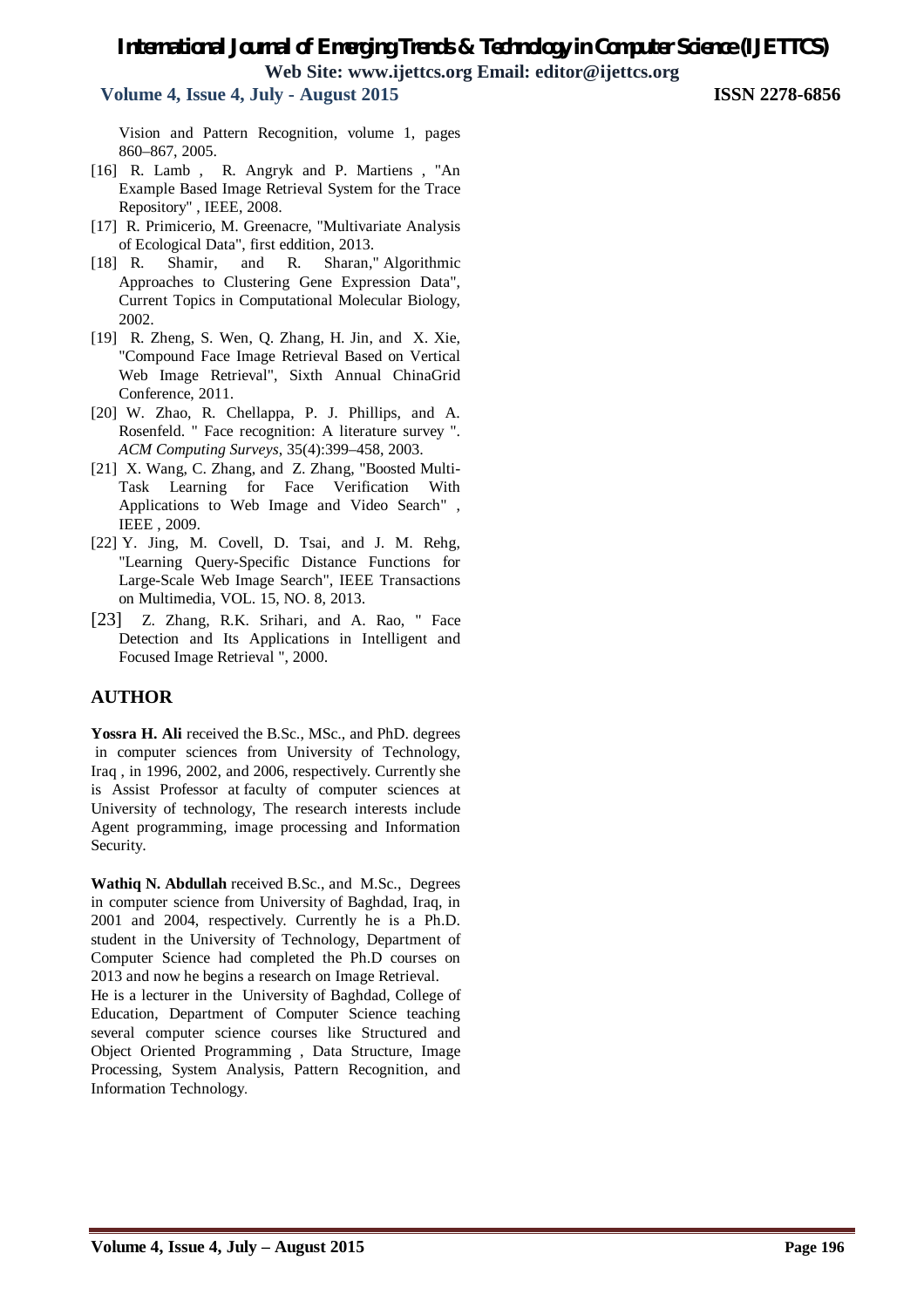Vision and Pattern Recognition, volume 1, pages 860–867, 2005.

[16] R. Lamb , R. Angryk and P. Martiens , "An Example Based Image Retrieval System for the Trace Repository" , IEEE, 2008.

[17] R. Primicerio, M. Greenacre, "Multivariate Analysis of Ecological Data", first eddition, 2013.

[18] R. Shamir, and R. Sharan," Algorithmic Approaches to Clustering Gene Expression Data", Current Topics in Computational Molecular Biology, 2002.

[19] R. Zheng, S. Wen, Q. Zhang, H. Jin, and X. Xie, "Compound Face Image Retrieval Based on Vertical Web Image Retrieval", Sixth Annual ChinaGrid Conference, 2011.

[20] W. Zhao, R. Chellappa, P. J. Phillips, and A. Rosenfeld. " Face recognition: A literature survey ". *ACM Computing Surveys*, 35(4):399–458, 2003.

[21] X. Wang, C. Zhang, and Z. Zhang, "Boosted Multi-Task Learning for Face Verification With Applications to Web Image and Video Search" , IEEE , 2009.

[22] Y. Jing, M. Covell, D. Tsai, and J. M. Rehg, "Learning Query-Specific Distance Functions for Large-Scale Web Image Search", IEEE Transactions on Multimedia, VOL. 15, NO. 8, 2013.

[23] Z. Zhang, R.K. Srihari, and A. Rao, " Face Detection and Its Applications in Intelligent and Focused Image Retrieval ", 2000.

## AUTHOR

**Yossra H. Ali** received the B.Sc., MSc., and PhD. degrees in computer sciences from University of Technology, Iraq , in 1996, 2002, and 2006, respectively. Currently she is Assist Professor at faculty of computer sciences at University of technology, The research interests include Agent programming, image processing and Information Security.

**Wathiq N. Abdullah** received B.Sc., and M.Sc., Degrees in computer science from University of Baghdad, Iraq, in 2001 and 2004, respectively. Currently he is a Ph.D. student in the University of Technology, Department of Computer Science had completed the Ph.D courses on 2013 and now he begins a research on Image Retrieval.
He is a lecturer in the University of Baghdad, College of Education, Department of Computer Science teaching several computer science courses like Structured and Object Oriented Programming , Data Structure, Image Processing, System Analysis, Pattern Recognition, and Information Technology.